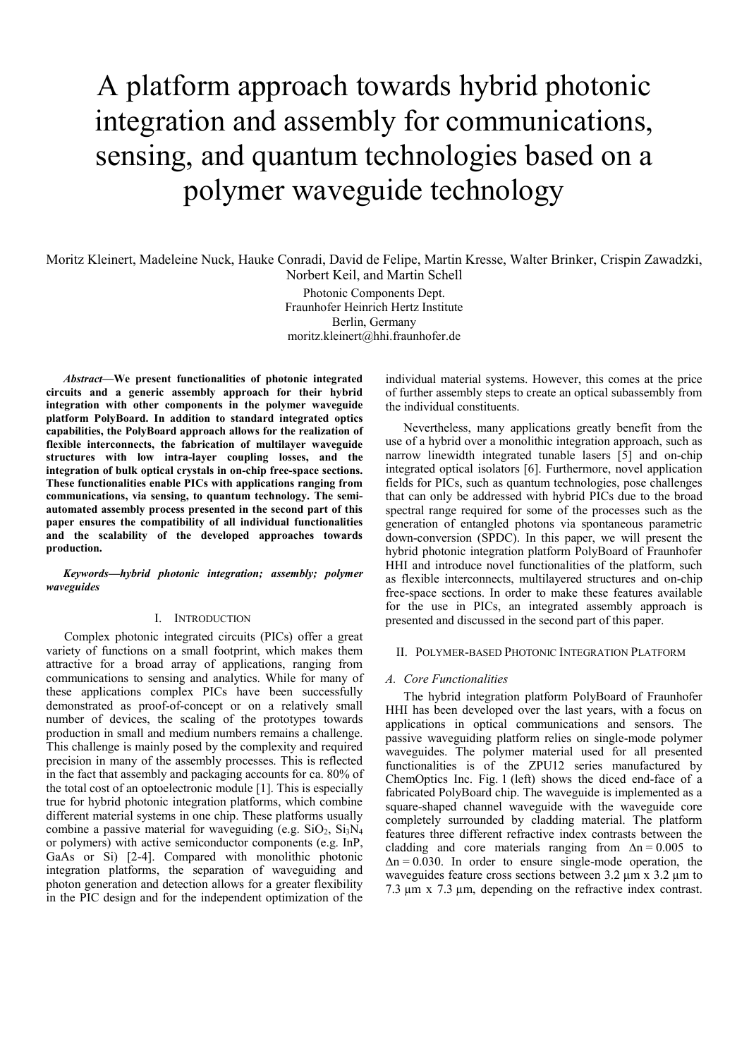# A platform approach towards hybrid photonic integration and assembly for communications, sensing, and quantum technologies based on a polymer waveguide technology

Moritz Kleinert, Madeleine Nuck, Hauke Conradi, David de Felipe, Martin Kresse, Walter Brinker, Crispin Zawadzki, Norbert Keil, and Martin Schell

Photonic Components Dept.
Fraunhofer Heinrich Hertz Institute
Berlin, Germany
moritz.kleinert@hhi.fraunhofer.de

***Abstract*—We present functionalities of photonic integrated circuits and a generic assembly approach for their hybrid integration with other components in the polymer waveguide platform PolyBoard. In addition to standard integrated optics capabilities, the PolyBoard approach allows for the realization of flexible interconnects, the fabrication of multilayer waveguide structures with low intra-layer coupling losses, and the integration of bulk optical crystals in on-chip free-space sections. These functionalities enable PICs with applications ranging from communications, via sensing, to quantum technology. The semi-automated assembly process presented in the second part of this paper ensures the compatibility of all individual functionalities and the scalability of the developed approaches towards production.**

***Keywords—hybrid photonic integration; assembly; polymer waveguides***

## I. Introduction

Complex photonic integrated circuits (PICs) offer a great variety of functions on a small footprint, which makes them attractive for a broad array of applications, ranging from communications to sensing and analytics. While for many of these applications complex PICs have been successfully demonstrated as proof-of-concept or on a relatively small number of devices, the scaling of the prototypes towards production in small and medium numbers remains a challenge. This challenge is mainly posed by the complexity and required precision in many of the assembly processes. This is reflected in the fact that assembly and packaging accounts for ca. 80% of the total cost of an optoelectronic module [1]. This is especially true for hybrid photonic integration platforms, which combine different material systems in one chip. These platforms usually combine a passive material for waveguiding (e.g. $SiO_2$, $Si_3N_4$ or polymers) with active semiconductor components (e.g. InP, GaAs or Si) [2-4]. Compared with monolithic photonic integration platforms, the separation of waveguiding and photon generation and detection allows for a greater flexibility in the PIC design and for the independent optimization of the individual material systems. However, this comes at the price of further assembly steps to create an optical subassembly from the individual constituents.

Nevertheless, many applications greatly benefit from the use of a hybrid over a monolithic integration approach, such as narrow linewidth integrated tunable lasers [5] and on-chip integrated optical isolators [6]. Furthermore, novel application fields for PICs, such as quantum technologies, pose challenges that can only be addressed with hybrid PICs due to the broad spectral range required for some of the processes such as the generation of entangled photons via spontaneous parametric down-conversion (SPDC). In this paper, we will present the hybrid photonic integration platform PolyBoard of Fraunhofer HHI and introduce novel functionalities of the platform, such as flexible interconnects, multilayered structures and on-chip free-space sections. In order to make these features available for the use in PICs, an integrated assembly approach is presented and discussed in the second part of this paper.

## II. Polymer-based Photonic Integration Platform

### *A. Core Functionalities*

The hybrid integration platform PolyBoard of Fraunhofer HHI has been developed over the last years, with a focus on applications in optical communications and sensors. The passive waveguiding platform relies on single-mode polymer waveguides. The polymer material used for all presented functionalities is of the ZPU12 series manufactured by ChemOptics Inc. Fig. 1 (left) shows the diced end-face of a fabricated PolyBoard chip. The waveguide is implemented as a square-shaped channel waveguide with the waveguide core completely surrounded by cladding material. The platform features three different refractive index contrasts between the cladding and core materials ranging from $\Delta n = 0.005$ to $\Delta n = 0.030$. In order to ensure single-mode operation, the waveguides feature cross sections between 3.2 µm x 3.2 µm to 7.3 µm x 7.3 µm, depending on the refractive index contrast.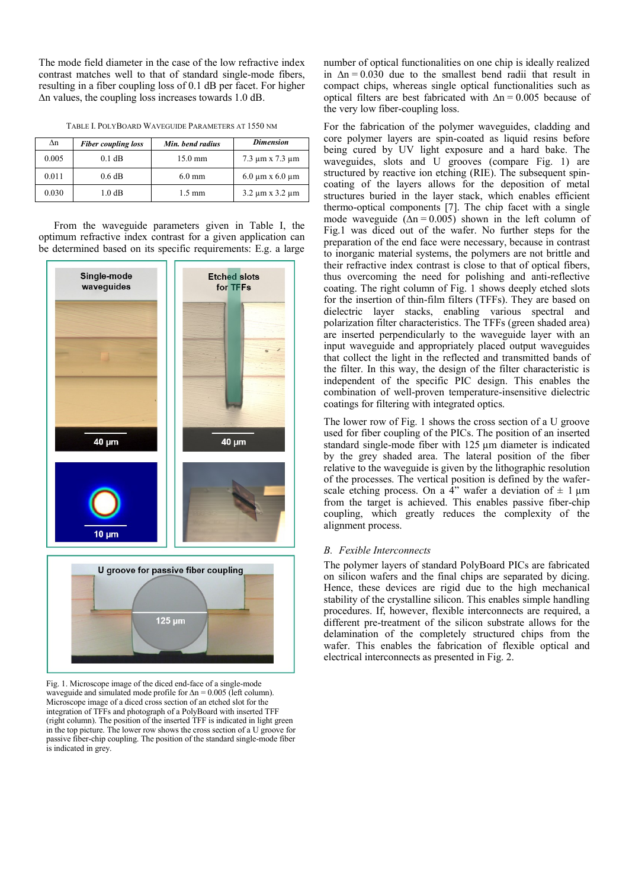The mode field diameter in the case of the low refractive index contrast matches well to that of standard single-mode fibers, resulting in a fiber coupling loss of 0.1 dB per facet. For higher $\Delta n$ values, the coupling loss increases towards 1.0 dB.

TABLE I. POLYBOARD WAVEGUIDE PARAMETERS AT 1550 NM

| $\Delta n$ | *Fiber coupling loss* | *Min. bend radius* | *Dimension* |
|---|---|---|---|
| 0.005 | 0.1 dB | 15.0 mm | 7.3 µm x 7.3 µm |
| 0.011 | 0.6 dB | 6.0 mm | 6.0 µm x 6.0 µm |
| 0.030 | 1.0 dB | 1.5 mm | 3.2 µm x 3.2 µm |

From the waveguide parameters given in Table I, the optimum refractive index contrast for a given application can be determined based on its specific requirements: E.g. a large number of optical functionalities on one chip is ideally realized in $\Delta n = 0.030$ due to the smallest bend radii that result in compact chips, whereas single optical functionalities such as optical filters are best fabricated with $\Delta n = 0.005$ because of the very low fiber-coupling loss.

Fig. 1. Microscope image of the diced end-face of a single-mode waveguide and simulated mode profile for $\Delta n = 0.005$ (left column). Microscope image of a diced cross section of an etched slot for the integration of TFFs and photograph of a PolyBoard with inserted TFF (right column). The position of the inserted TFF is indicated in light green in the top picture. The lower row shows the cross section of a U groove for passive fiber-chip coupling. The position of the standard single-mode fiber is indicated in grey.

For the fabrication of the polymer waveguides, cladding and core polymer layers are spin-coated as liquid resins before being cured by UV light exposure and a hard bake. The waveguides, slots and U grooves (compare Fig. 1) are structured by reactive ion etching (RIE). The subsequent spin-coating of the layers allows for the deposition of metal structures buried in the layer stack, which enables efficient thermo-optical components [7]. The chip facet with a single mode waveguide ($\Delta n = 0.005$) shown in the left column of Fig.1 was diced out of the wafer. No further steps for the preparation of the end face were necessary, because in contrast to inorganic material systems, the polymers are not brittle and their refractive index contrast is close to that of optical fibers, thus overcoming the need for polishing and anti-reflective coating. The right column of Fig. 1 shows deeply etched slots for the insertion of thin-film filters (TFFs). They are based on dielectric layer stacks, enabling various spectral and polarization filter characteristics. The TFFs (green shaded area) are inserted perpendicularly to the waveguide layer with an input waveguide and appropriately placed output waveguides that collect the light in the reflected and transmitted bands of the filter. In this way, the design of the filter characteristic is independent of the specific PIC design. This enables the combination of well-proven temperature-insensitive dielectric coatings for filtering with integrated optics.

The lower row of Fig. 1 shows the cross section of a U groove used for fiber coupling of the PICs. The position of an inserted standard single-mode fiber with 125 µm diameter is indicated by the grey shaded area. The lateral position of the fiber relative to the waveguide is given by the lithographic resolution of the processes. The vertical position is defined by the wafer-scale etching process. On a 4" wafer a deviation of ± 1 µm from the target is achieved. This enables passive fiber-chip coupling, which greatly reduces the complexity of the alignment process.

### *B. Fexible Interconnects*

The polymer layers of standard PolyBoard PICs are fabricated on silicon wafers and the final chips are separated by dicing. Hence, these devices are rigid due to the high mechanical stability of the crystalline silicon. This enables simple handling procedures. If, however, flexible interconnects are required, a different pre-treatment of the silicon substrate allows for the delamination of the completely structured chips from the wafer. This enables the fabrication of flexible optical and electrical interconnects as presented in Fig. 2.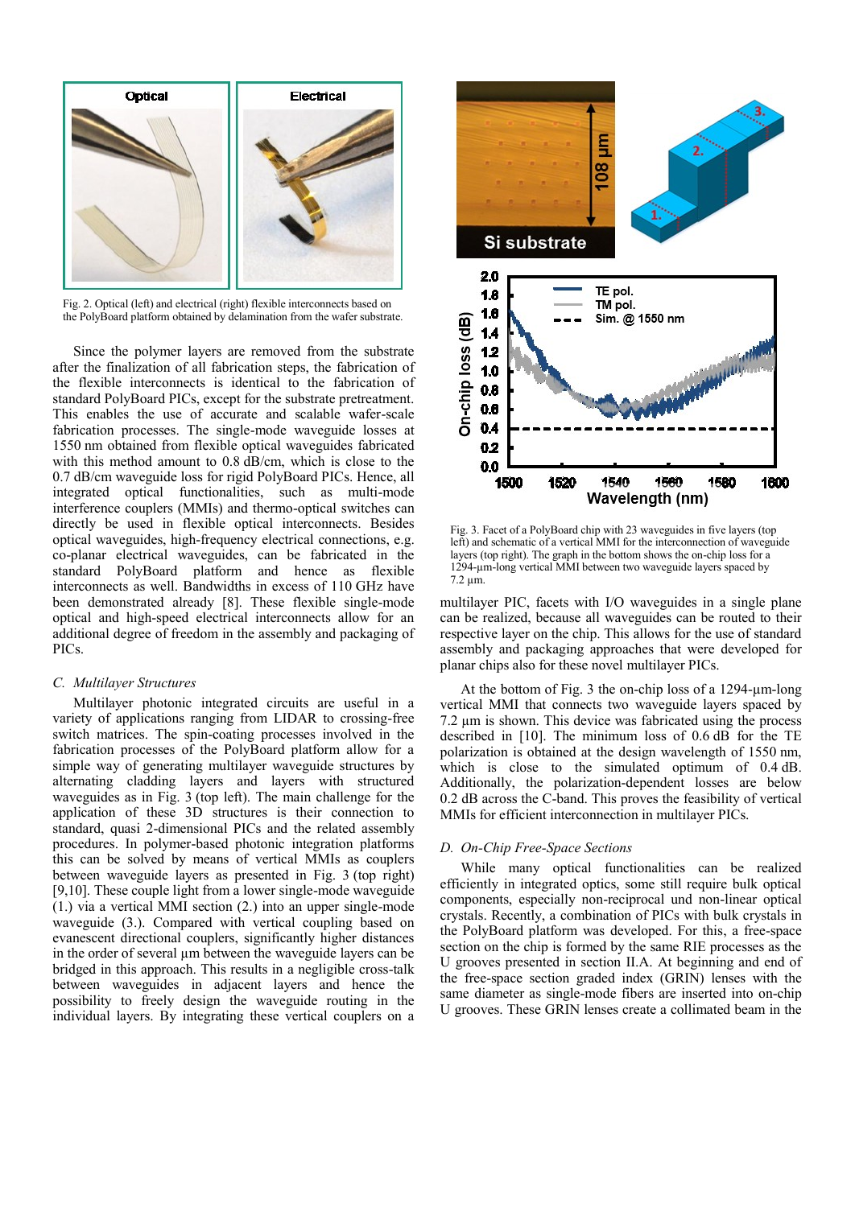Fig. 2. Optical (left) and electrical (right) flexible interconnects based on the PolyBoard platform obtained by delamination from the wafer substrate.

Since the polymer layers are removed from the substrate after the finalization of all fabrication steps, the fabrication of the flexible interconnects is identical to the fabrication of standard PolyBoard PICs, except for the substrate pretreatment. This enables the use of accurate and scalable wafer-scale fabrication processes. The single-mode waveguide losses at 1550 nm obtained from flexible optical waveguides fabricated with this method amount to 0.8 dB/cm, which is close to the 0.7 dB/cm waveguide loss for rigid PolyBoard PICs. Hence, all integrated optical functionalities, such as multi-mode interference couplers (MMIs) and thermo-optical switches can directly be used in flexible optical interconnects. Besides optical waveguides, high-frequency electrical connections, e.g. co-planar electrical waveguides, can be fabricated in the standard PolyBoard platform and hence as flexible interconnects as well. Bandwidths in excess of 110 GHz have been demonstrated already [8]. These flexible single-mode optical and high-speed electrical interconnects allow for an additional degree of freedom in the assembly and packaging of PICs.

### C. *Multilayer Structures*

Multilayer photonic integrated circuits are useful in a variety of applications ranging from LIDAR to crossing-free switch matrices. The spin-coating processes involved in the fabrication processes of the PolyBoard platform allow for a simple way of generating multilayer waveguide structures by alternating cladding layers and layers with structured waveguides as in Fig. 3 (top left). The main challenge for the application of these 3D structures is their connection to standard, quasi 2-dimensional PICs and the related assembly procedures. In polymer-based photonic integration platforms this can be solved by means of vertical MMIs as couplers between waveguide layers as presented in Fig. 3 (top right) [9,10]. These couple light from a lower single-mode waveguide (1.) via a vertical MMI section (2.) into an upper single-mode waveguide (3.). Compared with vertical coupling based on evanescent directional couplers, significantly higher distances in the order of several µm between the waveguide layers can be bridged in this approach. This results in a negligible cross-talk between waveguides in adjacent layers and hence the possibility to freely design the waveguide routing in the individual layers. By integrating these vertical couplers on a multilayer PIC, facets with I/O waveguides in a single plane can be realized, because all waveguides can be routed to their respective layer on the chip. This allows for the use of standard assembly and packaging approaches that were developed for planar chips also for these novel multilayer PICs.

Fig. 3. Facet of a PolyBoard chip with 23 waveguides in five layers (top left) and schematic of a vertical MMI for the interconnection of waveguide layers (top right). The graph in the bottom shows the on-chip loss for a 1294-µm-long vertical MMI between two waveguide layers spaced by 7.2 µm.

At the bottom of Fig. 3 the on-chip loss of a 1294-µm-long vertical MMI that connects two waveguide layers spaced by 7.2 µm is shown. This device was fabricated using the process described in [10]. The minimum loss of 0.6 dB for the TE polarization is obtained at the design wavelength of 1550 nm, which is close to the simulated optimum of 0.4 dB. Additionally, the polarization-dependent losses are below 0.2 dB across the C-band. This proves the feasibility of vertical MMIs for efficient interconnection in multilayer PICs.

### D. *On-Chip Free-Space Sections*

While many optical functionalities can be realized efficiently in integrated optics, some still require bulk optical components, especially non-reciprocal und non-linear optical crystals. Recently, a combination of PICs with bulk crystals in the PolyBoard platform was developed. For this, a free-space section on the chip is formed by the same RIE processes as the U grooves presented in section II.A. At beginning and end of the free-space section graded index (GRIN) lenses with the same diameter as single-mode fibers are inserted into on-chip U grooves. These GRIN lenses create a collimated beam in the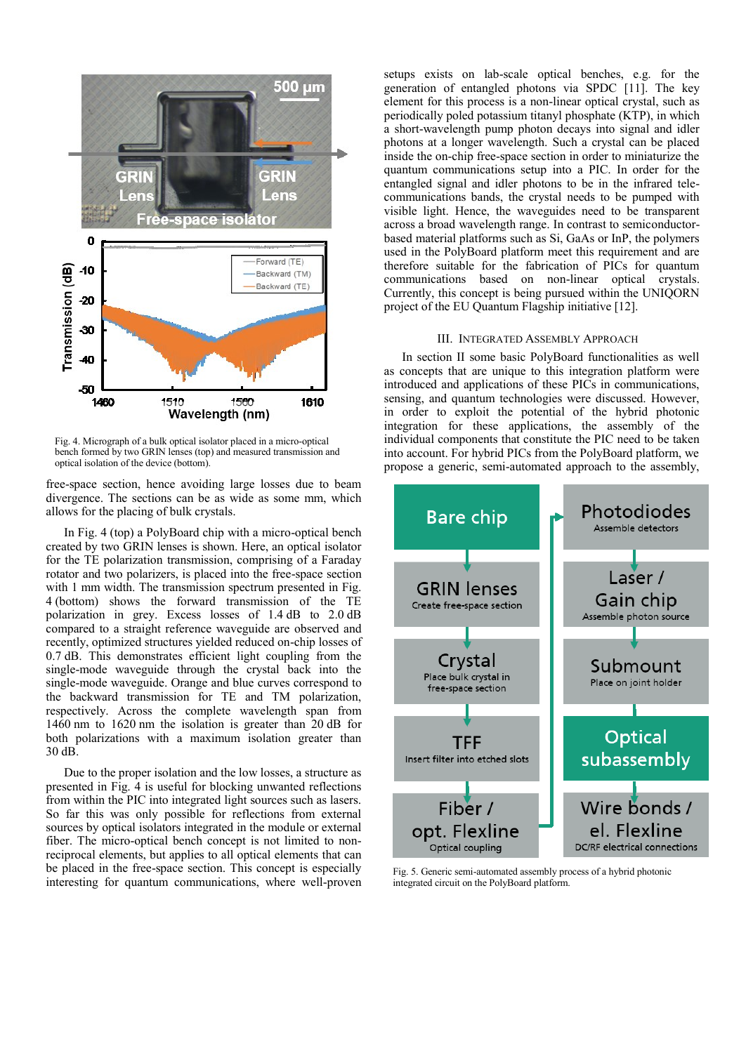Fig. 4. Micrograph of a bulk optical isolator placed in a micro-optical bench formed by two GRIN lenses (top) and measured transmission and optical isolation of the device (bottom).

free-space section, hence avoiding large losses due to beam divergence. The sections can be as wide as some mm, which allows for the placing of bulk crystals.

In Fig. 4 (top) a PolyBoard chip with a micro-optical bench created by two GRIN lenses is shown. Here, an optical isolator for the TE polarization transmission, comprising of a Faraday rotator and two polarizers, is placed into the free-space section with 1 mm width. The transmission spectrum presented in Fig. 4 (bottom) shows the forward transmission of the TE polarization in grey. Excess losses of 1.4 dB to 2.0 dB compared to a straight reference waveguide are observed and recently, optimized structures yielded reduced on-chip losses of 0.7 dB. This demonstrates efficient light coupling from the single-mode waveguide through the crystal back into the single-mode waveguide. Orange and blue curves correspond to the backward transmission for TE and TM polarization, respectively. Across the complete wavelength span from 1460 nm to 1620 nm the isolation is greater than 20 dB for both polarizations with a maximum isolation greater than 30 dB.

Due to the proper isolation and the low losses, a structure as presented in Fig. 4 is useful for blocking unwanted reflections from within the PIC into integrated light sources such as lasers. So far this was only possible for reflections from external sources by optical isolators integrated in the module or external fiber. The micro-optical bench concept is not limited to non-reciprocal elements, but applies to all optical elements that can be placed in the free-space section. This concept is especially interesting for quantum communications, where well-proven setups exists on lab-scale optical benches, e.g. for the generation of entangled photons via SPDC [11]. The key element for this process is a non-linear optical crystal, such as periodically poled potassium titanyl phosphate (KTP), in which a short-wavelength pump photon decays into signal and idler photons at a longer wavelength. Such a crystal can be placed inside the on-chip free-space section in order to miniaturize the quantum communications setup into a PIC. In order for the entangled signal and idler photons to be in the infrared tele-communications bands, the crystal needs to be pumped with visible light. Hence, the waveguides need to be transparent across a broad wavelength range. In contrast to semiconductor-based material platforms such as Si, GaAs or InP, the polymers used in the PolyBoard platform meet this requirement and are therefore suitable for the fabrication of PICs for quantum communications based on non-linear optical crystals. Currently, this concept is being pursued within the UNIQORN project of the EU Quantum Flagship initiative [12].

## III. Integrated Assembly Approach

In section II some basic PolyBoard functionalities as well as concepts that are unique to this integration platform were introduced and applications of these PICs in communications, sensing, and quantum technologies were discussed. However, in order to exploit the potential of the hybrid photonic integration for these applications, the assembly of the individual components that constitute the PIC need to be taken into account. For hybrid PICs from the PolyBoard platform, we propose a generic, semi-automated approach to the assembly,

Fig. 5. Generic semi-automated assembly process of a hybrid photonic integrated circuit on the PolyBoard platform.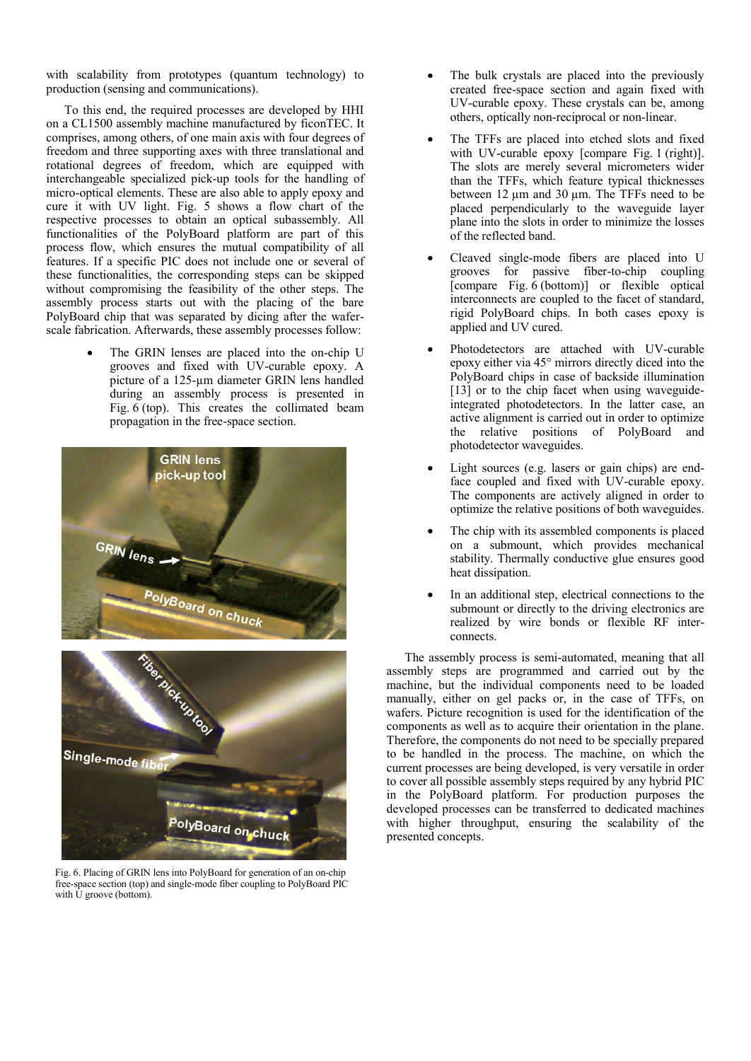with scalability from prototypes (quantum technology) to production (sensing and communications).

To this end, the required processes are developed by HHI on a CL1500 assembly machine manufactured by ficonTEC. It comprises, among others, of one main axis with four degrees of freedom and three supporting axes with three translational and rotational degrees of freedom, which are equipped with interchangeable specialized pick-up tools for the handling of micro-optical elements. These are also able to apply epoxy and cure it with UV light. Fig. 5 shows a flow chart of the respective processes to obtain an optical subassembly. All functionalities of the PolyBoard platform are part of this process flow, which ensures the mutual compatibility of all features. If a specific PIC does not include one or several of these functionalities, the corresponding steps can be skipped without compromising the feasibility of the other steps. The assembly process starts out with the placing of the bare PolyBoard chip that was separated by dicing after the wafer-scale fabrication. Afterwards, these assembly processes follow:

- The GRIN lenses are placed into the on-chip U grooves and fixed with UV-curable epoxy. A picture of a 125-µm diameter GRIN lens handled during an assembly process is presented in Fig. 6 (top). This creates the collimated beam propagation in the free-space section.

Fig. 6. Placing of GRIN lens into PolyBoard for generation of an on-chip free-space section (top) and single-mode fiber coupling to PolyBoard PIC with U groove (bottom).

- The bulk crystals are placed into the previously created free-space section and again fixed with UV-curable epoxy. These crystals can be, among others, optically non-reciprocal or non-linear.
- The TFFs are placed into etched slots and fixed with UV-curable epoxy [compare Fig. 1 (right)]. The slots are merely several micrometers wider than the TFFs, which feature typical thicknesses between 12 µm and 30 µm. The TFFs need to be placed perpendicularly to the waveguide layer plane into the slots in order to minimize the losses of the reflected band.
- Cleaved single-mode fibers are placed into U grooves for passive fiber-to-chip coupling [compare Fig. 6 (bottom)] or flexible optical interconnects are coupled to the facet of standard, rigid PolyBoard chips. In both cases epoxy is applied and UV cured.
- Photodetectors are attached with UV-curable epoxy either via 45° mirrors directly diced into the PolyBoard chips in case of backside illumination [13] or to the chip facet when using waveguide-integrated photodetectors. In the latter case, an active alignment is carried out in order to optimize the relative positions of PolyBoard and photodetector waveguides.
- Light sources (e.g. lasers or gain chips) are end-face coupled and fixed with UV-curable epoxy. The components are actively aligned in order to optimize the relative positions of both waveguides.
- The chip with its assembled components is placed on a submount, which provides mechanical stability. Thermally conductive glue ensures good heat dissipation.
- In an additional step, electrical connections to the submount or directly to the driving electronics are realized by wire bonds or flexible RF interconnects.

The assembly process is semi-automated, meaning that all assembly steps are programmed and carried out by the machine, but the individual components need to be loaded manually, either on gel packs or, in the case of TFFs, on wafers. Picture recognition is used for the identification of the components as well as to acquire their orientation in the plane. Therefore, the components do not need to be specially prepared to be handled in the process. The machine, on which the current processes are being developed, is very versatile in order to cover all possible assembly steps required by any hybrid PIC in the PolyBoard platform. For production purposes the developed processes can be transferred to dedicated machines with higher throughput, ensuring the scalability of the presented concepts.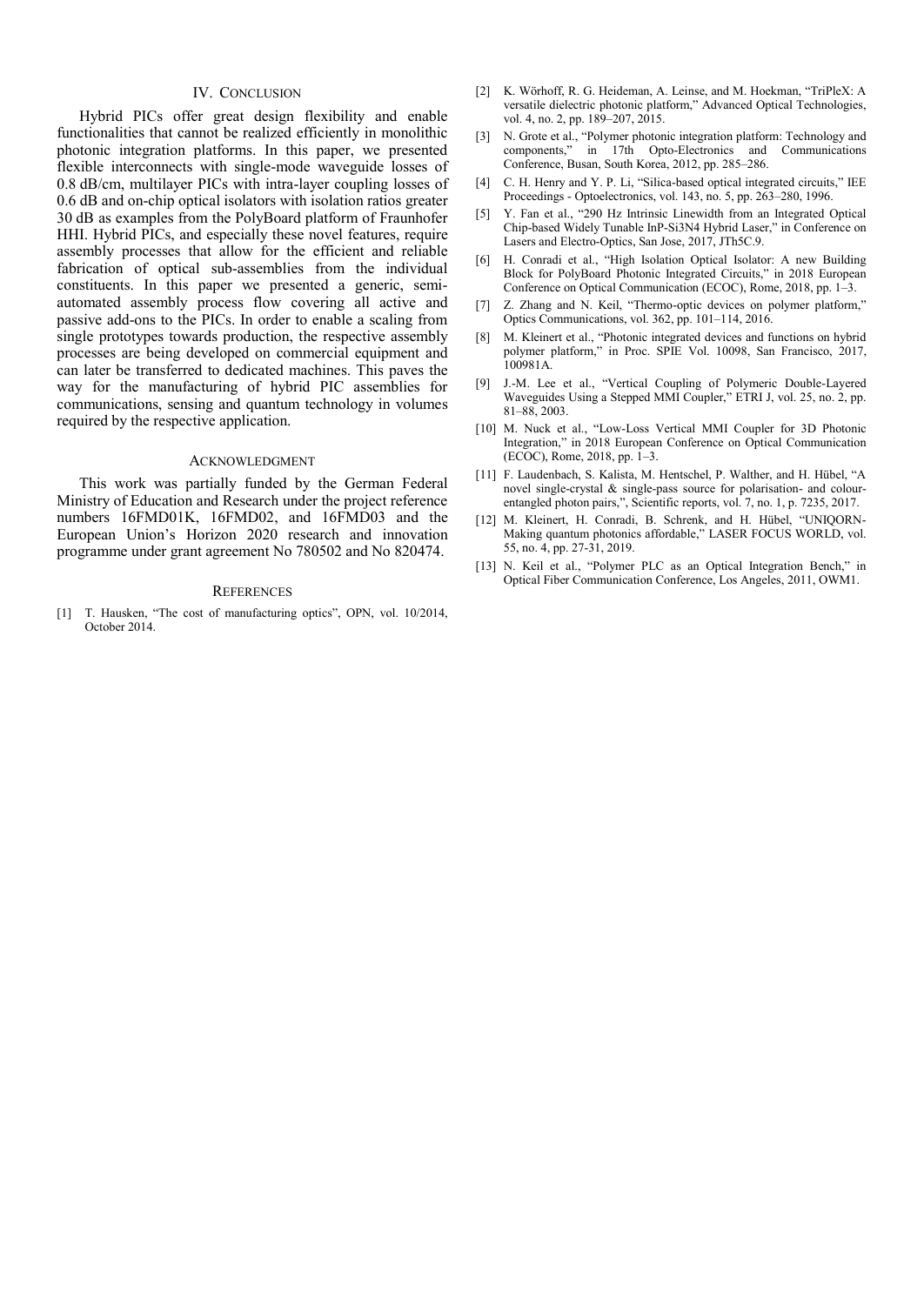## IV. Conclusion

Hybrid PICs offer great design flexibility and enable functionalities that cannot be realized efficiently in monolithic photonic integration platforms. In this paper, we presented flexible interconnects with single-mode waveguide losses of 0.8 dB/cm, multilayer PICs with intra-layer coupling losses of 0.6 dB and on-chip optical isolators with isolation ratios greater 30 dB as examples from the PolyBoard platform of Fraunhofer HHI. Hybrid PICs, and especially these novel features, require assembly processes that allow for the efficient and reliable fabrication of optical sub-assemblies from the individual constituents. In this paper we presented a generic, semi-automated assembly process flow covering all active and passive add-ons to the PICs. In order to enable a scaling from single prototypes towards production, the respective assembly processes are being developed on commercial equipment and can later be transferred to dedicated machines. This paves the way for the manufacturing of hybrid PIC assemblies for communications, sensing and quantum technology in volumes required by the respective application.

## Acknowledgment

This work was partially funded by the German Federal Ministry of Education and Research under the project reference numbers 16FMD01K, 16FMD02, and 16FMD03 and the European Union's Horizon 2020 research and innovation programme under grant agreement No 780502 and No 820474.

## References

[1] T. Hausken, "The cost of manufacturing optics", OPN, vol. 10/2014, October 2014.

[2] K. Wörhoff, R. G. Heideman, A. Leinse, and M. Hoekman, "TriPleX: A versatile dielectric photonic platform," Advanced Optical Technologies, vol. 4, no. 2, pp. 189–207, 2015.

[3] N. Grote et al., "Polymer photonic integration platform: Technology and components," in 17th Opto-Electronics and Communications Conference, Busan, South Korea, 2012, pp. 285–286.

[4] C. H. Henry and Y. P. Li, "Silica-based optical integrated circuits," IEE Proceedings - Optoelectronics, vol. 143, no. 5, pp. 263–280, 1996.

[5] Y. Fan et al., "290 Hz Intrinsic Linewidth from an Integrated Optical Chip-based Widely Tunable InP-Si3N4 Hybrid Laser," in Conference on Lasers and Electro-Optics, San Jose, 2017, JTh5C.9.

[6] H. Conradi et al., "High Isolation Optical Isolator: A new Building Block for PolyBoard Photonic Integrated Circuits," in 2018 European Conference on Optical Communication (ECOC), Rome, 2018, pp. 1–3.

[7] Z. Zhang and N. Keil, "Thermo-optic devices on polymer platform," Optics Communications, vol. 362, pp. 101–114, 2016.

[8] M. Kleinert et al., "Photonic integrated devices and functions on hybrid polymer platform," in Proc. SPIE Vol. 10098, San Francisco, 2017, 100981A.

[9] J.-M. Lee et al., "Vertical Coupling of Polymeric Double-Layered Waveguides Using a Stepped MMI Coupler," ETRI J, vol. 25, no. 2, pp. 81–88, 2003.

[10] M. Nuck et al., "Low-Loss Vertical MMI Coupler for 3D Photonic Integration," in 2018 European Conference on Optical Communication (ECOC), Rome, 2018, pp. 1–3.

[11] F. Laudenbach, S. Kalista, M. Hentschel, P. Walther, and H. Hübel, "A novel single-crystal & single-pass source for polarisation- and colour-entangled photon pairs,", Scientific reports, vol. 7, no. 1, p. 7235, 2017.

[12] M. Kleinert, H. Conradi, B. Schrenk, and H. Hübel, "UNIQORN-Making quantum photonics affordable," LASER FOCUS WORLD, vol. 55, no. 4, pp. 27-31, 2019.

[13] N. Keil et al., "Polymer PLC as an Optical Integration Bench," in Optical Fiber Communication Conference, Los Angeles, 2011, OWM1.